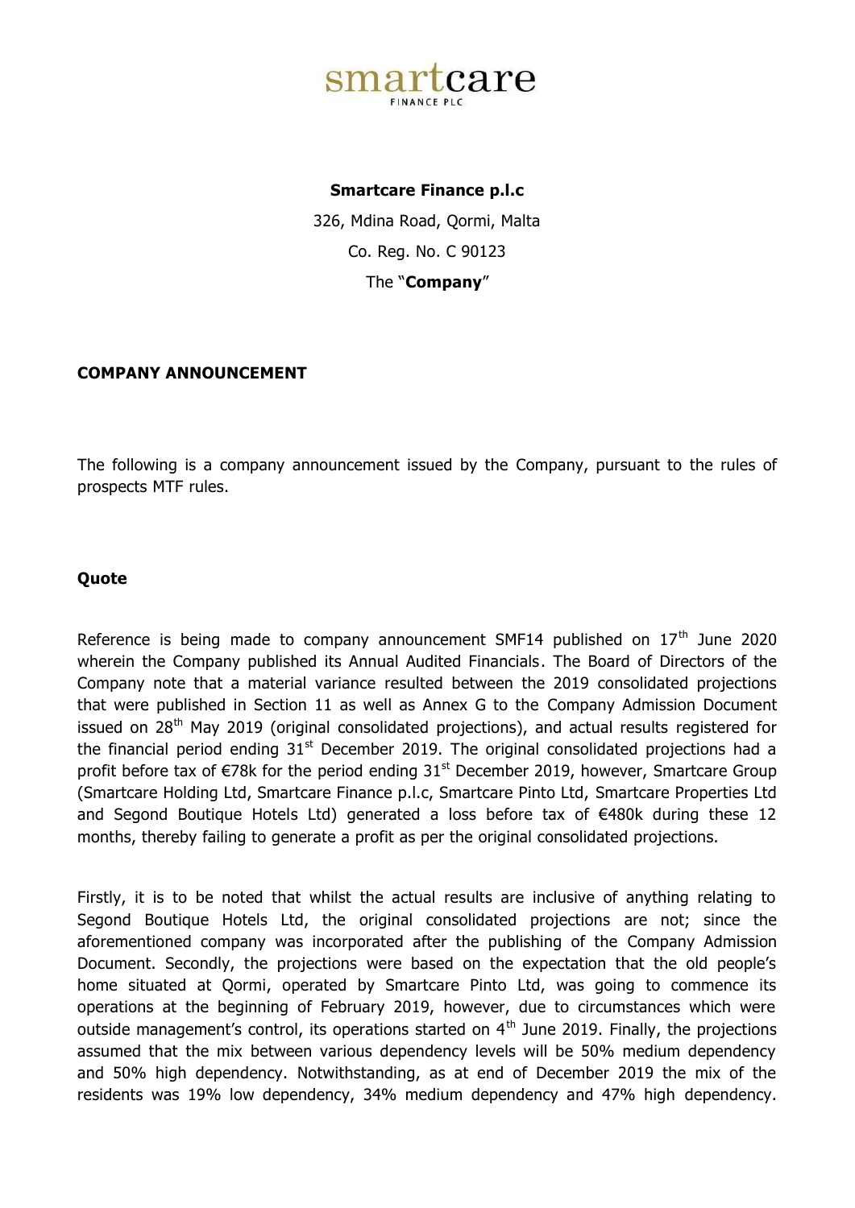smartcare
FINANCE PLC

**Smartcare Finance p.l.c**

326, Mdina Road, Qormi, Malta

Co. Reg. No. C 90123

The "**Company**"

**COMPANY ANNOUNCEMENT**

The following is a company announcement issued by the Company, pursuant to the rules of prospects MTF rules.

**Quote**

Reference is being made to company announcement SMF14 published on 17th June 2020 wherein the Company published its Annual Audited Financials. The Board of Directors of the Company note that a material variance resulted between the 2019 consolidated projections that were published in Section 11 as well as Annex G to the Company Admission Document issued on 28th May 2019 (original consolidated projections), and actual results registered for the financial period ending 31st December 2019. The original consolidated projections had a profit before tax of €78k for the period ending 31st December 2019, however, Smartcare Group (Smartcare Holding Ltd, Smartcare Finance p.l.c, Smartcare Pinto Ltd, Smartcare Properties Ltd and Segond Boutique Hotels Ltd) generated a loss before tax of €480k during these 12 months, thereby failing to generate a profit as per the original consolidated projections.

Firstly, it is to be noted that whilst the actual results are inclusive of anything relating to Segond Boutique Hotels Ltd, the original consolidated projections are not; since the aforementioned company was incorporated after the publishing of the Company Admission Document. Secondly, the projections were based on the expectation that the old people's home situated at Qormi, operated by Smartcare Pinto Ltd, was going to commence its operations at the beginning of February 2019, however, due to circumstances which were outside management's control, its operations started on 4th June 2019. Finally, the projections assumed that the mix between various dependency levels will be 50% medium dependency and 50% high dependency. Notwithstanding, as at end of December 2019 the mix of the residents was 19% low dependency, 34% medium dependency and 47% high dependency.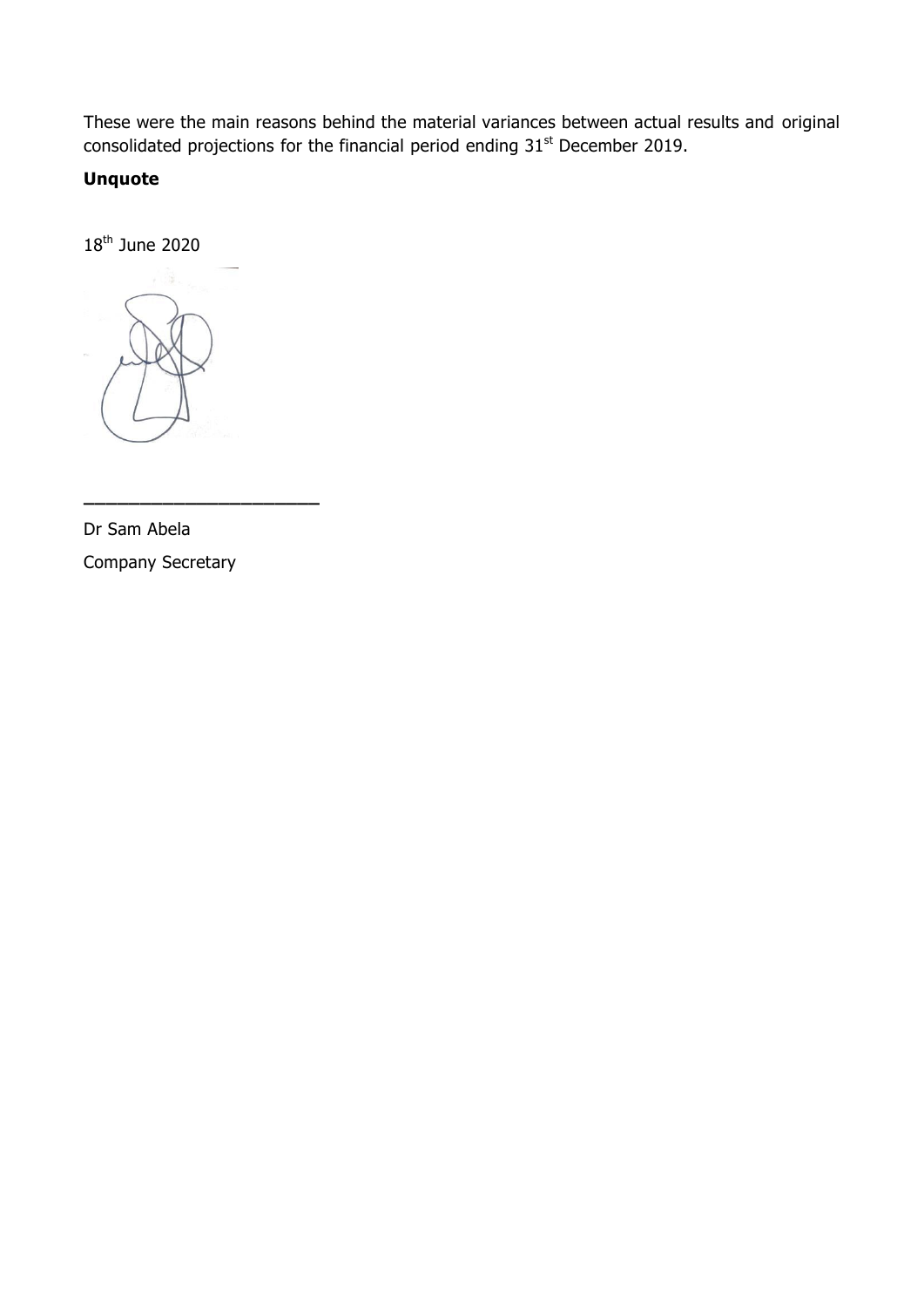These were the main reasons behind the material variances between actual results and original consolidated projections for the financial period ending 31st December 2019.

**Unquote**

18th June 2020

\_\_\_\_\_\_\_\_\_\_\_\_\_\_\_\_\_\_\_\_\_\_\_\_

Dr Sam Abela

Company Secretary